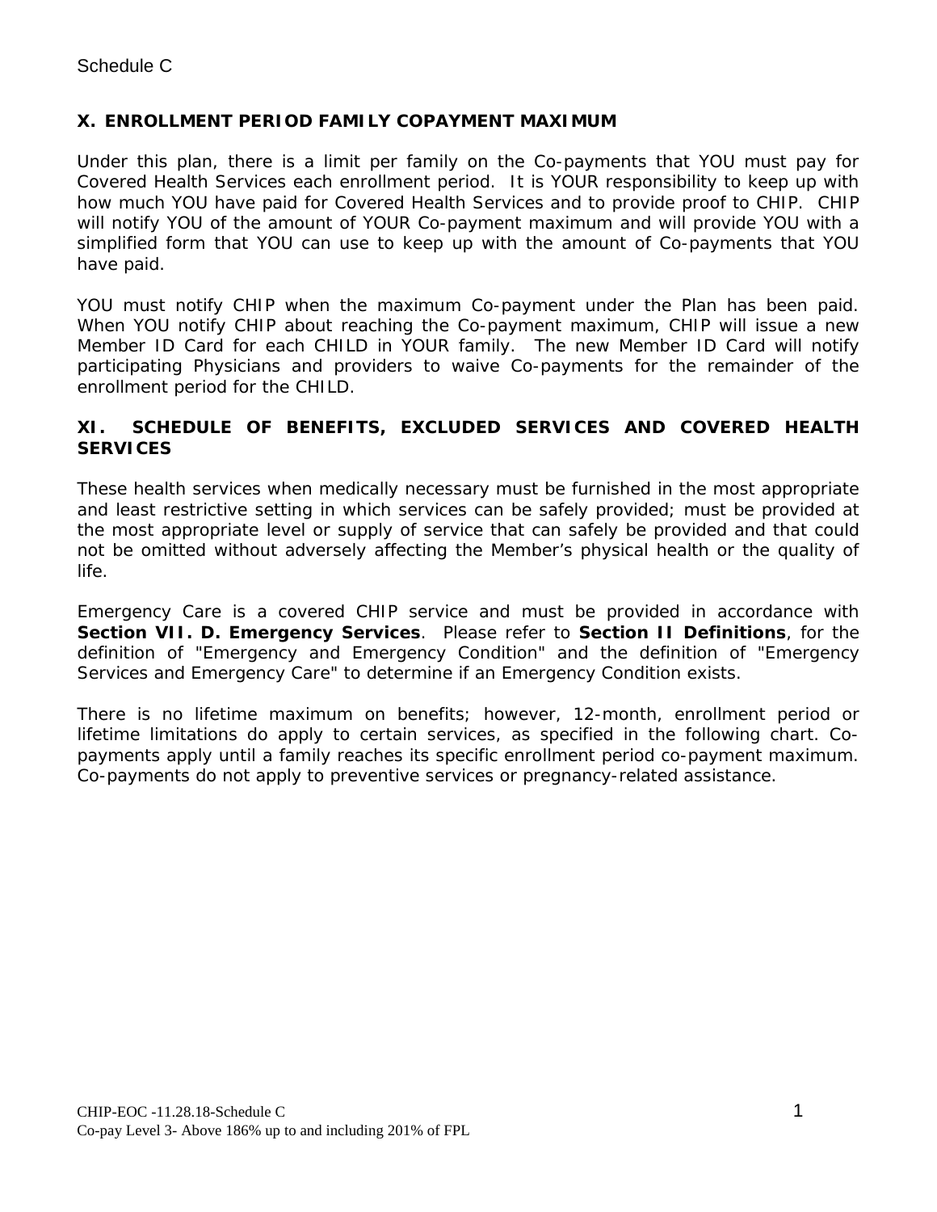Schedule C

## X. ENROLLMENT PERIOD FAMILY COPAYMENT MAXIMUM

Under this plan, there is a limit per family on the Co-payments that YOU must pay for Covered Health Services each enrollment period. It is YOUR responsibility to keep up with how much YOU have paid for Covered Health Services and to provide proof to CHIP. CHIP will notify YOU of the amount of YOUR Co-payment maximum and will provide YOU with a simplified form that YOU can use to keep up with the amount of Co-payments that YOU have paid.

YOU must notify CHIP when the maximum Co-payment under the Plan has been paid. When YOU notify CHIP about reaching the Co-payment maximum, CHIP will issue a new Member ID Card for each CHILD in YOUR family. The new Member ID Card will notify participating Physicians and providers to waive Co-payments for the remainder of the enrollment period for the CHILD.

## XI. SCHEDULE OF BENEFITS, EXCLUDED SERVICES AND COVERED HEALTH SERVICES

These health services when medically necessary must be furnished in the most appropriate and least restrictive setting in which services can be safely provided; must be provided at the most appropriate level or supply of service that can safely be provided and that could not be omitted without adversely affecting the Member's physical health or the quality of life.

Emergency Care is a covered CHIP service and must be provided in accordance with **Section VII. D. Emergency Services**. Please refer to **Section II Definitions**, for the definition of "Emergency and Emergency Condition" and the definition of "Emergency Services and Emergency Care" to determine if an Emergency Condition exists.

There is no lifetime maximum on benefits; however, 12-month, enrollment period or lifetime limitations do apply to certain services, as specified in the following chart. Co-payments apply until a family reaches its specific enrollment period co-payment maximum. Co-payments do not apply to preventive services or pregnancy-related assistance.

CHIP-EOC -11.28.18-Schedule C
Co-pay Level 3- Above 186% up to and including 201% of FPL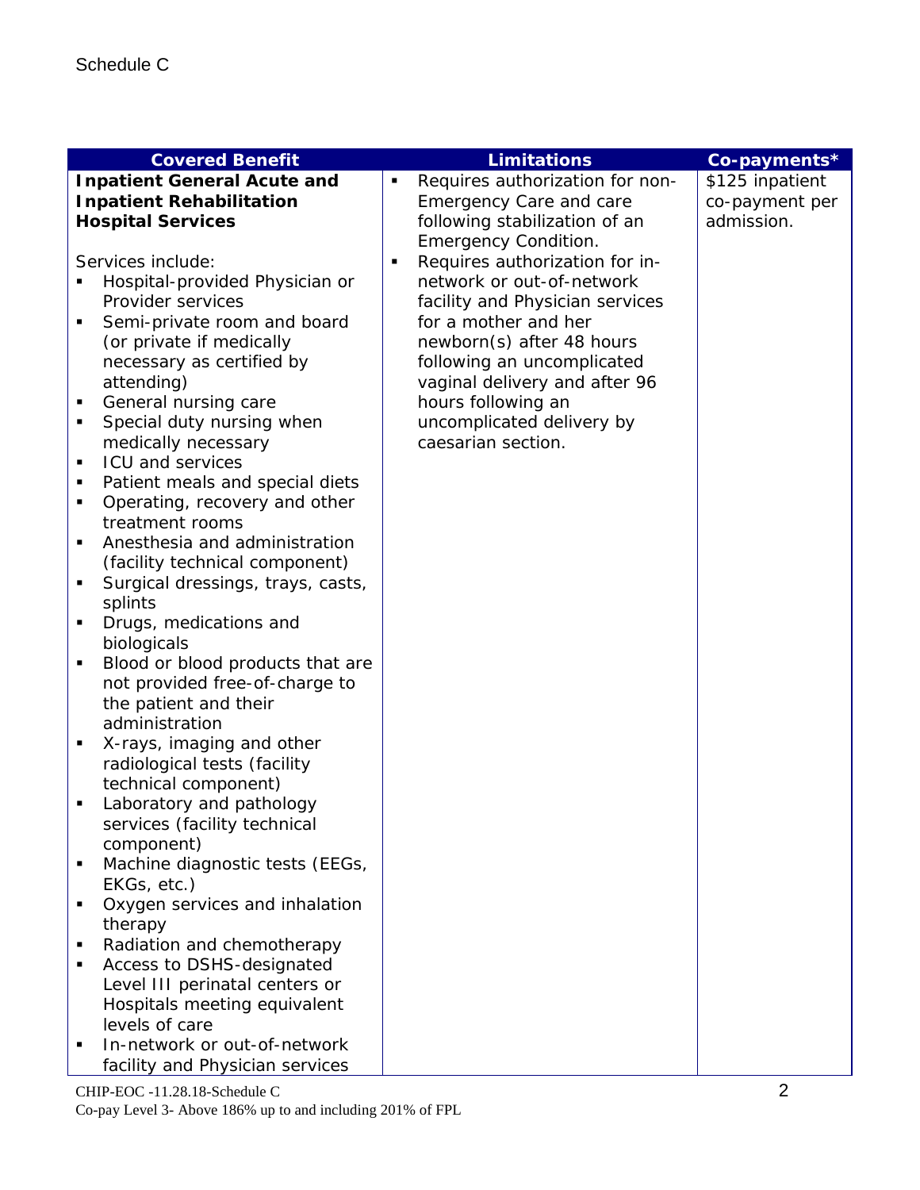Schedule C

| Covered Benefit | Limitations | Co-payments* |
|---|---|---|
| **Inpatient General Acute and Inpatient Rehabilitation Hospital Services**<br><br>Services include:<br>▪ Hospital-provided Physician or Provider services<br>▪ Semi-private room and board (or private if medically necessary as certified by attending)<br>▪ General nursing care<br>▪ Special duty nursing when medically necessary<br>▪ ICU and services<br>▪ Patient meals and special diets<br>▪ Operating, recovery and other treatment rooms<br>▪ Anesthesia and administration (facility technical component)<br>▪ Surgical dressings, trays, casts, splints<br>▪ Drugs, medications and biologicals<br>▪ Blood or blood products that are not provided free-of-charge to the patient and their administration<br>▪ X-rays, imaging and other radiological tests (facility technical component)<br>▪ Laboratory and pathology services (facility technical component)<br>▪ Machine diagnostic tests (EEGs, EKGs, etc.)<br>▪ Oxygen services and inhalation therapy<br>▪ Radiation and chemotherapy<br>▪ Access to DSHS-designated Level III perinatal centers or Hospitals meeting equivalent levels of care<br>▪ In-network or out-of-network facility and Physician services | ▪ Requires authorization for non-Emergency Care and care following stabilization of an Emergency Condition.<br>▪ Requires authorization for in-network or out-of-network facility and Physician services for a mother and her newborn(s) after 48 hours following an uncomplicated vaginal delivery and after 96 hours following an uncomplicated delivery by caesarian section. | $125 inpatient co-payment per admission. |

CHIP-EOC -11.28.18-Schedule C
Co-pay Level 3- Above 186% up to and including 201% of FPL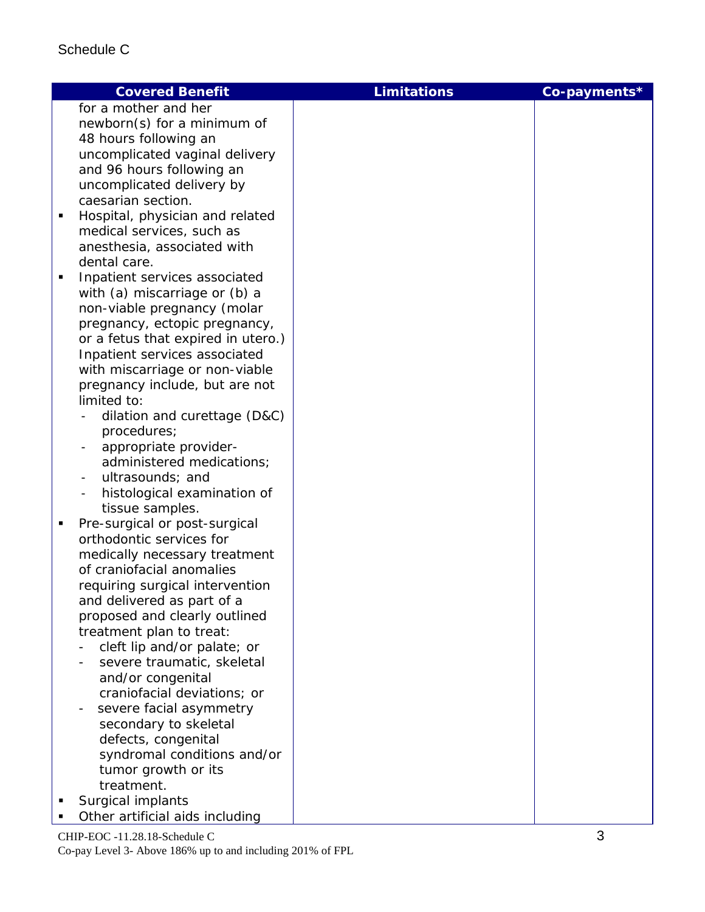Schedule C

| Covered Benefit | Limitations | Co-payments* |
|---|---|---|
| for a mother and her newborn(s) for a minimum of 48 hours following an uncomplicated vaginal delivery and 96 hours following an uncomplicated delivery by caesarian section.<br>▪ Hospital, physician and related medical services, such as anesthesia, associated with dental care.<br>▪ Inpatient services associated with (a) miscarriage or (b) a non-viable pregnancy (molar pregnancy, ectopic pregnancy, or a fetus that expired in utero.) Inpatient services associated with miscarriage or non-viable pregnancy include, but are not limited to:<br>- dilation and curettage (D&C) procedures;<br>- appropriate provider-administered medications;<br>- ultrasounds; and<br>- histological examination of tissue samples.<br>▪ Pre-surgical or post-surgical orthodontic services for medically necessary treatment of craniofacial anomalies requiring surgical intervention and delivered as part of a proposed and clearly outlined treatment plan to treat:<br>- cleft lip and/or palate; or<br>- severe traumatic, skeletal and/or congenital craniofacial deviations; or<br>- severe facial asymmetry secondary to skeletal defects, congenital syndromal conditions and/or tumor growth or its treatment.<br>▪ Surgical implants<br>▪ Other artificial aids including | | |

CHIP-EOC -11.28.18-Schedule C
Co-pay Level 3- Above 186% up to and including 201% of FPL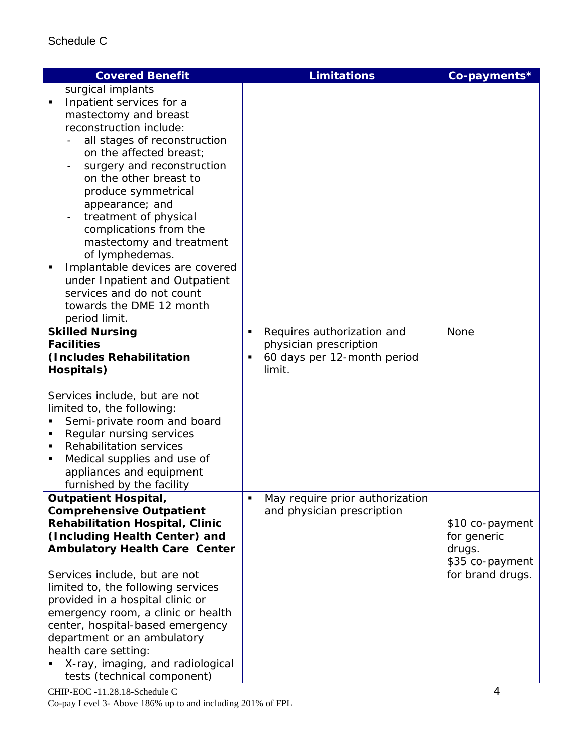Schedule C

| Covered Benefit | Limitations | Co-payments* |
|---|---|---|
| surgical implants<br>▪ Inpatient services for a mastectomy and breast reconstruction include:<br>- all stages of reconstruction on the affected breast;<br>- surgery and reconstruction on the other breast to produce symmetrical appearance; and<br>- treatment of physical complications from the mastectomy and treatment of lymphedemas.<br>▪ Implantable devices are covered under Inpatient and Outpatient services and do not count towards the DME 12 month period limit. | | |
| **Skilled Nursing Facilities (Includes Rehabilitation Hospitals)**<br><br>Services include, but are not limited to, the following:<br>▪ Semi-private room and board<br>▪ Regular nursing services<br>▪ Rehabilitation services<br>▪ Medical supplies and use of appliances and equipment furnished by the facility | ▪ Requires authorization and physician prescription<br>▪ 60 days per 12-month period limit. | None |
| **Outpatient Hospital, Comprehensive Outpatient Rehabilitation Hospital, Clinic (Including Health Center) and Ambulatory Health Care Center**<br><br>Services include, but are not limited to, the following services provided in a hospital clinic or emergency room, a clinic or health center, hospital-based emergency department or an ambulatory health care setting:<br>▪ X-ray, imaging, and radiological tests (technical component) | ▪ May require prior authorization and physician prescription | $10 co-payment for generic drugs.<br>$35 co-payment for brand drugs. |

CHIP-EOC -11.28.18-Schedule C
Co-pay Level 3- Above 186% up to and including 201% of FPL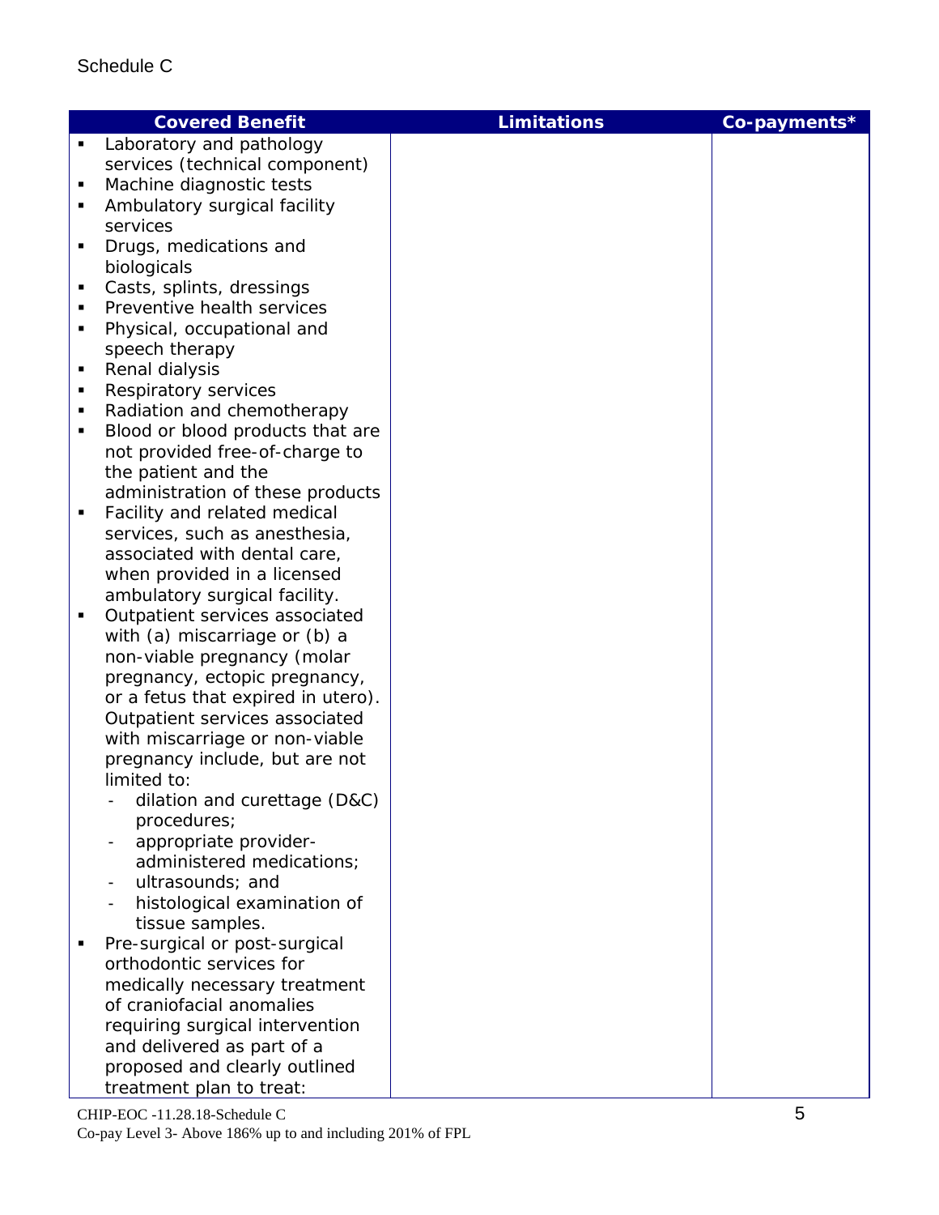Schedule C

| Covered Benefit | Limitations | Co-payments* |
|---|---|---|
| ▪ Laboratory and pathology services (technical component)<br>▪ Machine diagnostic tests<br>▪ Ambulatory surgical facility services<br>▪ Drugs, medications and biologicals<br>▪ Casts, splints, dressings<br>▪ Preventive health services<br>▪ Physical, occupational and speech therapy<br>▪ Renal dialysis<br>▪ Respiratory services<br>▪ Radiation and chemotherapy<br>▪ Blood or blood products that are not provided free-of-charge to the patient and the administration of these products<br>▪ Facility and related medical services, such as anesthesia, associated with dental care, when provided in a licensed ambulatory surgical facility.<br>▪ Outpatient services associated with (a) miscarriage or (b) a non-viable pregnancy (molar pregnancy, ectopic pregnancy, or a fetus that expired in utero). Outpatient services associated with miscarriage or non-viable pregnancy include, but are not limited to:<br>- dilation and curettage (D&C) procedures;<br>- appropriate provider-administered medications;<br>- ultrasounds; and<br>- histological examination of tissue samples.<br>▪ Pre-surgical or post-surgical orthodontic services for medically necessary treatment of craniofacial anomalies requiring surgical intervention and delivered as part of a proposed and clearly outlined treatment plan to treat: | | |

CHIP-EOC -11.28.18-Schedule C
Co-pay Level 3- Above 186% up to and including 201% of FPL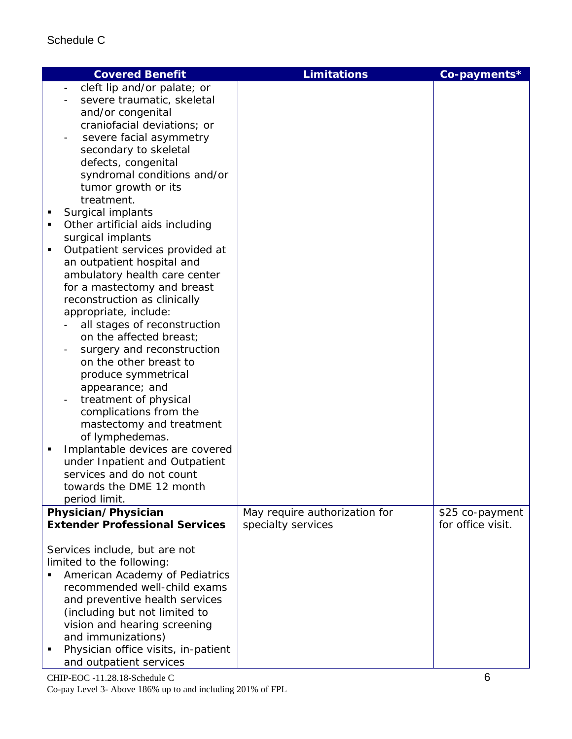Schedule C

| Covered Benefit | Limitations | Co-payments* |
|---|---|---|
| - cleft lip and/or palate; or<br>- severe traumatic, skeletal and/or congenital craniofacial deviations; or<br>- severe facial asymmetry secondary to skeletal defects, congenital syndromal conditions and/or tumor growth or its treatment.<br>▪ Surgical implants<br>▪ Other artificial aids including surgical implants<br>▪ Outpatient services provided at an outpatient hospital and ambulatory health care center for a mastectomy and breast reconstruction as clinically appropriate, include:<br>- all stages of reconstruction on the affected breast;<br>- surgery and reconstruction on the other breast to produce symmetrical appearance; and<br>- treatment of physical complications from the mastectomy and treatment of lymphedemas.<br>▪ Implantable devices are covered under Inpatient and Outpatient services and do not count towards the DME 12 month period limit. | | |
| **Physician/Physician Extender Professional Services**<br><br>Services include, but are not limited to the following:<br>▪ American Academy of Pediatrics recommended well-child exams and preventive health services (including but not limited to vision and hearing screening and immunizations)<br>▪ Physician office visits, in-patient and outpatient services | May require authorization for specialty services | $25 co-payment for office visit. |

CHIP-EOC -11.28.18-Schedule C
Co-pay Level 3- Above 186% up to and including 201% of FPL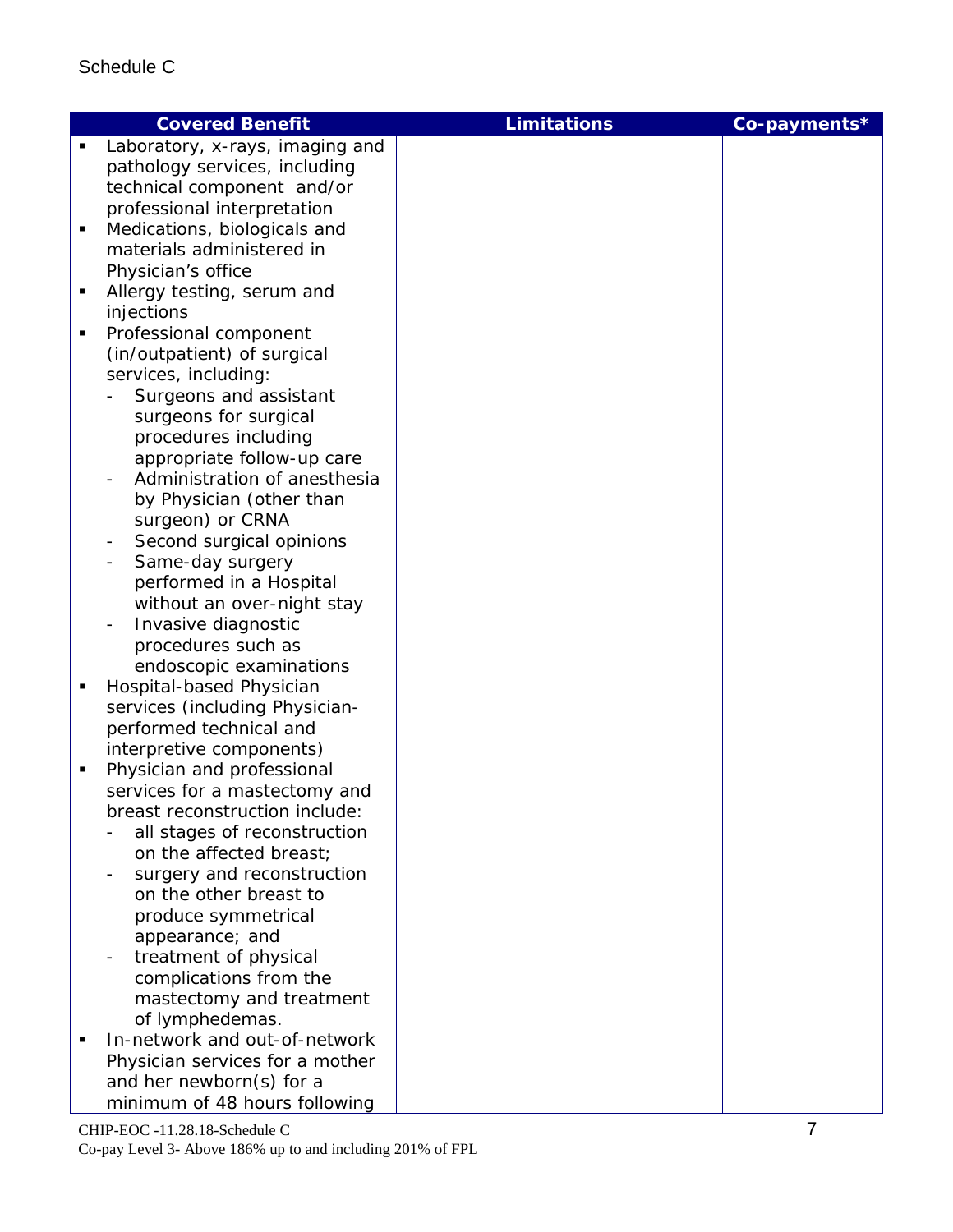Schedule C

| Covered Benefit | Limitations | Co-payments* |
|---|---|---|
| ▪ Laboratory, x-rays, imaging and pathology services, including technical component and/or professional interpretation<br>▪ Medications, biologicals and materials administered in Physician's office<br>▪ Allergy testing, serum and injections<br>▪ Professional component (in/outpatient) of surgical services, including:<br>- Surgeons and assistant surgeons for surgical procedures including appropriate follow-up care<br>- Administration of anesthesia by Physician (other than surgeon) or CRNA<br>- Second surgical opinions<br>- Same-day surgery performed in a Hospital without an over-night stay<br>- Invasive diagnostic procedures such as endoscopic examinations<br>▪ Hospital-based Physician services (including Physician-performed technical and interpretive components)<br>▪ Physician and professional services for a mastectomy and breast reconstruction include:<br>- all stages of reconstruction on the affected breast;<br>- surgery and reconstruction on the other breast to produce symmetrical appearance; and<br>- treatment of physical complications from the mastectomy and treatment of lymphedemas.<br>▪ In-network and out-of-network Physician services for a mother and her newborn(s) for a minimum of 48 hours following | | |

CHIP-EOC -11.28.18-Schedule C
Co-pay Level 3- Above 186% up to and including 201% of FPL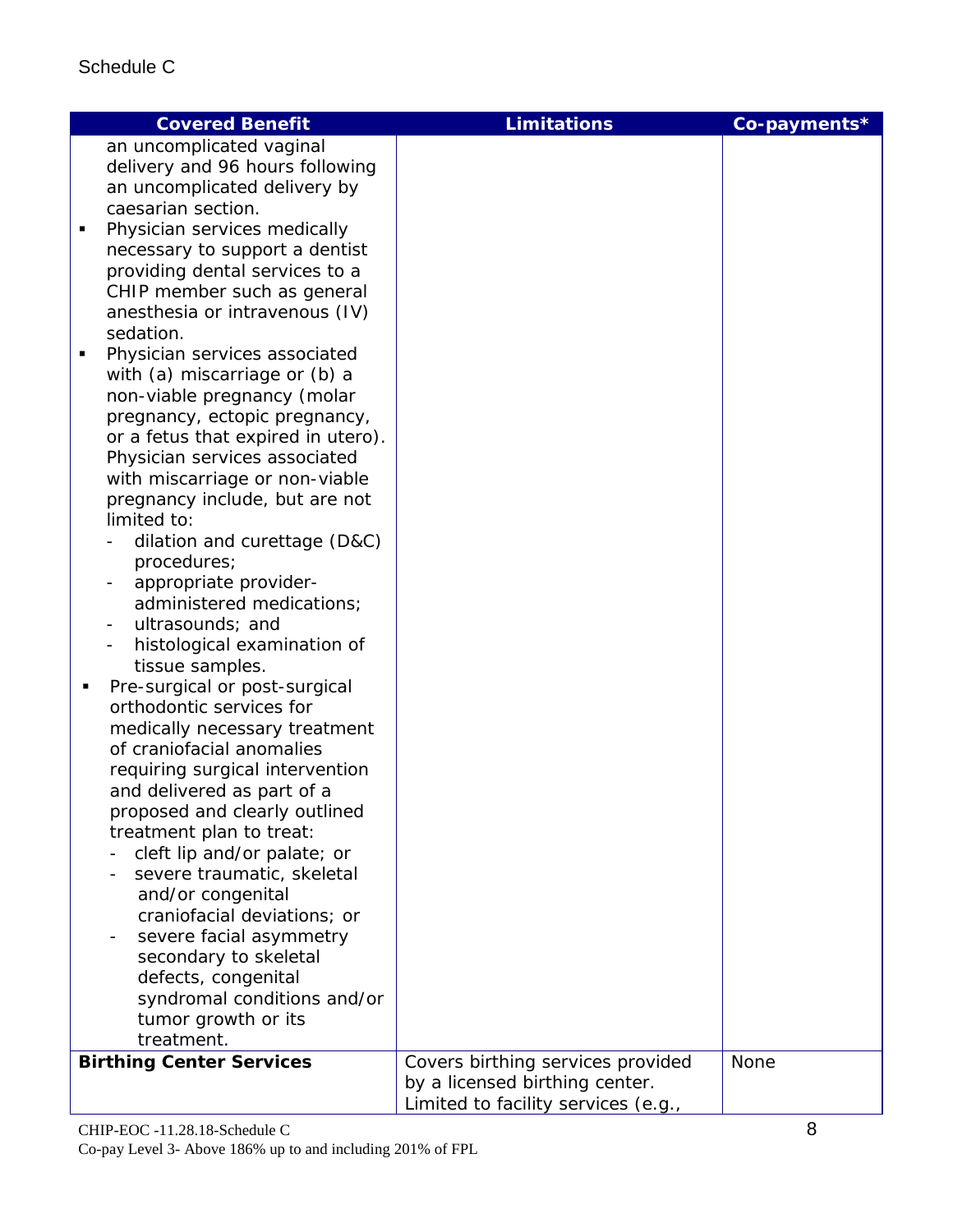Schedule C

| Covered Benefit | Limitations | Co-payments* |
|---|---|---|
| an uncomplicated vaginal delivery and 96 hours following an uncomplicated delivery by caesarian section.<br>▪ Physician services medically necessary to support a dentist providing dental services to a CHIP member such as general anesthesia or intravenous (IV) sedation.<br>▪ Physician services associated with (a) miscarriage or (b) a non-viable pregnancy (molar pregnancy, ectopic pregnancy, or a fetus that expired in utero). Physician services associated with miscarriage or non-viable pregnancy include, but are not limited to:<br>- dilation and curettage (D&C) procedures;<br>- appropriate provider-administered medications;<br>- ultrasounds; and<br>- histological examination of tissue samples.<br>▪ Pre-surgical or post-surgical orthodontic services for medically necessary treatment of craniofacial anomalies requiring surgical intervention and delivered as part of a proposed and clearly outlined treatment plan to treat:<br>- cleft lip and/or palate; or<br>- severe traumatic, skeletal and/or congenital craniofacial deviations; or<br>- severe facial asymmetry secondary to skeletal defects, congenital syndromal conditions and/or tumor growth or its treatment. | | |
| **Birthing Center Services** | Covers birthing services provided by a licensed birthing center. Limited to facility services (e.g., | None |

CHIP-EOC -11.28.18-Schedule C
Co-pay Level 3- Above 186% up to and including 201% of FPL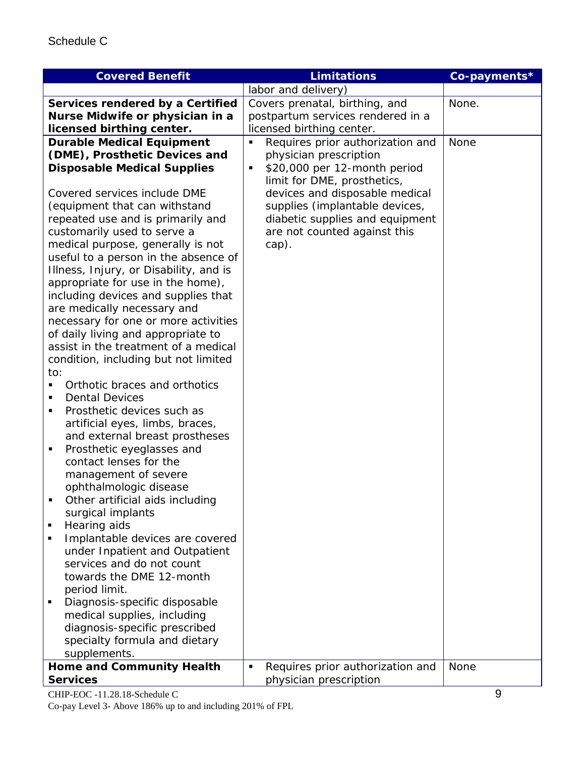Schedule C

| Covered Benefit | Limitations | Co-payments* |
|---|---|---|
| | labor and delivery) | |
| **Services rendered by a Certified Nurse Midwife or physician in a licensed birthing center.** | Covers prenatal, birthing, and postpartum services rendered in a licensed birthing center. | None. |
| **Durable Medical Equipment (DME), Prosthetic Devices and Disposable Medical Supplies**<br><br>Covered services include DME (equipment that can withstand repeated use and is primarily and customarily used to serve a medical purpose, generally is not useful to a person in the absence of Illness, Injury, or Disability, and is appropriate for use in the home), including devices and supplies that are medically necessary and necessary for one or more activities of daily living and appropriate to assist in the treatment of a medical condition, including but not limited to:<br>▪ Orthotic braces and orthotics<br>▪ Dental Devices<br>▪ Prosthetic devices such as artificial eyes, limbs, braces, and external breast prostheses<br>▪ Prosthetic eyeglasses and contact lenses for the management of severe ophthalmologic disease<br>▪ Other artificial aids including surgical implants<br>▪ Hearing aids<br>▪ Implantable devices are covered under Inpatient and Outpatient services and do not count towards the DME 12-month period limit.<br>▪ Diagnosis-specific disposable medical supplies, including diagnosis-specific prescribed specialty formula and dietary supplements. | ▪ Requires prior authorization and physician prescription<br>▪ $20,000 per 12-month period limit for DME, prosthetics, devices and disposable medical supplies (implantable devices, diabetic supplies and equipment are not counted against this cap). | None |
| **Home and Community Health Services** | ▪ Requires prior authorization and physician prescription | None |

CHIP-EOC -11.28.18-Schedule C

Co-pay Level 3- Above 186% up to and including 201% of FPL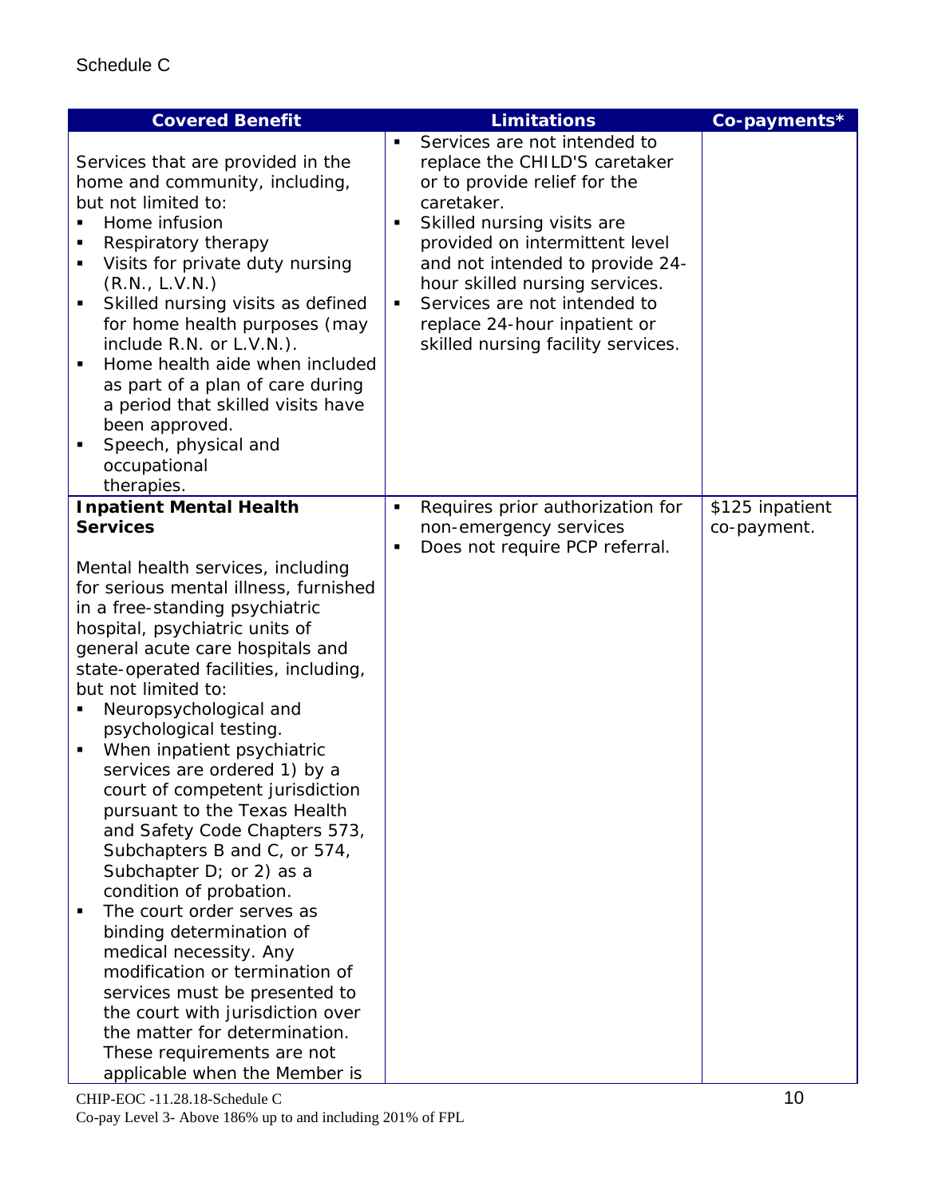Schedule C

| Covered Benefit | Limitations | Co-payments* |
|---|---|---|
| Services that are provided in the home and community, including, but not limited to:<br>▪ Home infusion<br>▪ Respiratory therapy<br>▪ Visits for private duty nursing (R.N., L.V.N.)<br>▪ Skilled nursing visits as defined for home health purposes (may include R.N. or L.V.N.).<br>▪ Home health aide when included as part of a plan of care during a period that skilled visits have been approved.<br>▪ Speech, physical and occupational therapies. | ▪ Services are not intended to replace the CHILD'S caretaker or to provide relief for the caretaker.<br>▪ Skilled nursing visits are provided on intermittent level and not intended to provide 24-hour skilled nursing services.<br>▪ Services are not intended to replace 24-hour inpatient or skilled nursing facility services. | |
| **Inpatient Mental Health Services**<br><br>Mental health services, including for serious mental illness, furnished in a free-standing psychiatric hospital, psychiatric units of general acute care hospitals and state-operated facilities, including, but not limited to:<br>▪ Neuropsychological and psychological testing.<br>▪ When inpatient psychiatric services are ordered 1) by a court of competent jurisdiction pursuant to the Texas Health and Safety Code Chapters 573, Subchapters B and C, or 574, Subchapter D; or 2) as a condition of probation.<br>▪ The court order serves as binding determination of medical necessity. Any modification or termination of services must be presented to the court with jurisdiction over the matter for determination. These requirements are not applicable when the Member is | ▪ Requires prior authorization for non-emergency services<br>▪ Does not require PCP referral. | $125 inpatient co-payment. |

CHIP-EOC -11.28.18-Schedule C
Co-pay Level 3- Above 186% up to and including 201% of FPL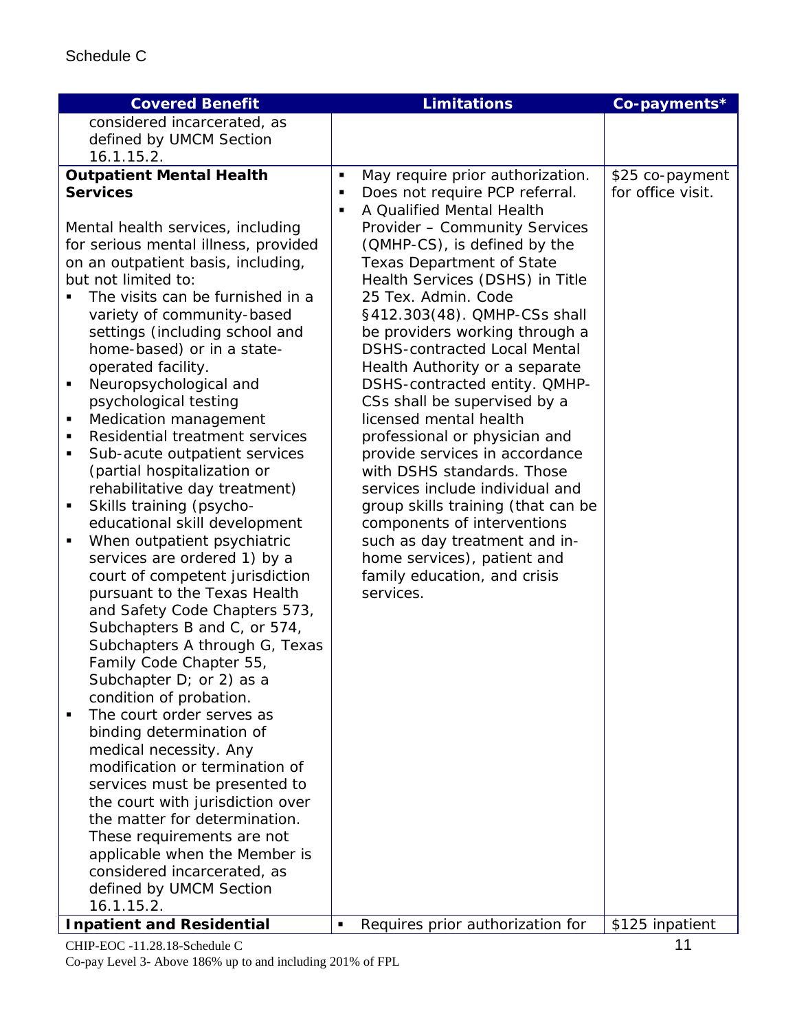Schedule C

| Covered Benefit | Limitations | Co-payments* |
|---|---|---|
| considered incarcerated, as defined by UMCM Section 16.1.15.2. | | |
| **Outpatient Mental Health Services**<br><br>Mental health services, including for serious mental illness, provided on an outpatient basis, including, but not limited to:<br>▪ The visits can be furnished in a variety of community-based settings (including school and home-based) or in a state-operated facility.<br>▪ Neuropsychological and psychological testing<br>▪ Medication management<br>▪ Residential treatment services<br>▪ Sub-acute outpatient services (partial hospitalization or rehabilitative day treatment)<br>▪ Skills training (psycho-educational skill development<br>▪ When outpatient psychiatric services are ordered 1) by a court of competent jurisdiction pursuant to the Texas Health and Safety Code Chapters 573, Subchapters B and C, or 574, Subchapters A through G, Texas Family Code Chapter 55, Subchapter D; or 2) as a condition of probation.<br>▪ The court order serves as binding determination of medical necessity. Any modification or termination of services must be presented to the court with jurisdiction over the matter for determination. These requirements are not applicable when the Member is considered incarcerated, as defined by UMCM Section 16.1.15.2. | ▪ May require prior authorization.<br>▪ Does not require PCP referral.<br>▪ A Qualified Mental Health Provider – Community Services (QMHP-CS), is defined by the Texas Department of State Health Services (DSHS) in Title 25 Tex. Admin. Code §412.303(48). QMHP-CSs shall be providers working through a DSHS-contracted Local Mental Health Authority or a separate DSHS-contracted entity. QMHP-CSs shall be supervised by a licensed mental health professional or physician and provide services in accordance with DSHS standards. Those services include individual and group skills training (that can be components of interventions such as day treatment and in-home services), patient and family education, and crisis services. | $25 co-payment for office visit. |
| **Inpatient and Residential** | ▪ Requires prior authorization for | $125 inpatient |

CHIP-EOC -11.28.18-Schedule C
Co-pay Level 3- Above 186% up to and including 201% of FPL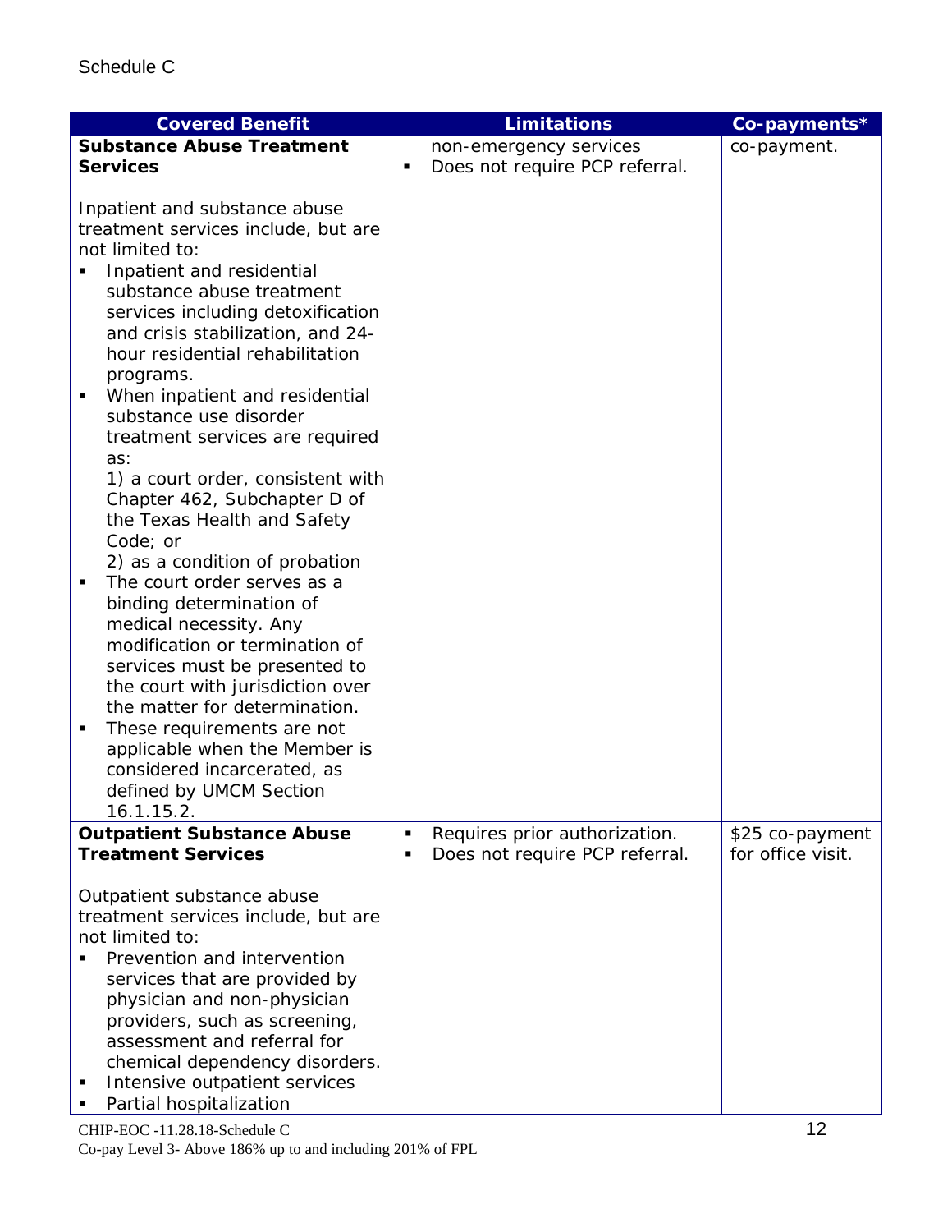Schedule C

| Covered Benefit | Limitations | Co-payments* |
|---|---|---|
| **Substance Abuse Treatment Services**<br><br>Inpatient and substance abuse treatment services include, but are not limited to:<br>▪ Inpatient and residential substance abuse treatment services including detoxification and crisis stabilization, and 24-hour residential rehabilitation programs.<br>▪ When inpatient and residential substance use disorder treatment services are required as:<br>1) a court order, consistent with Chapter 462, Subchapter D of the Texas Health and Safety Code; or<br>2) as a condition of probation<br>▪ The court order serves as a binding determination of medical necessity. Any modification or termination of services must be presented to the court with jurisdiction over the matter for determination.<br>▪ These requirements are not applicable when the Member is considered incarcerated, as defined by UMCM Section 16.1.15.2. | non-emergency services<br>▪ Does not require PCP referral. | co-payment. |
| **Outpatient Substance Abuse Treatment Services**<br><br>Outpatient substance abuse treatment services include, but are not limited to:<br>▪ Prevention and intervention services that are provided by physician and non-physician providers, such as screening, assessment and referral for chemical dependency disorders.<br>▪ Intensive outpatient services<br>▪ Partial hospitalization | ▪ Requires prior authorization.<br>▪ Does not require PCP referral. | $25 co-payment for office visit. |

CHIP-EOC -11.28.18-Schedule C
Co-pay Level 3- Above 186% up to and including 201% of FPL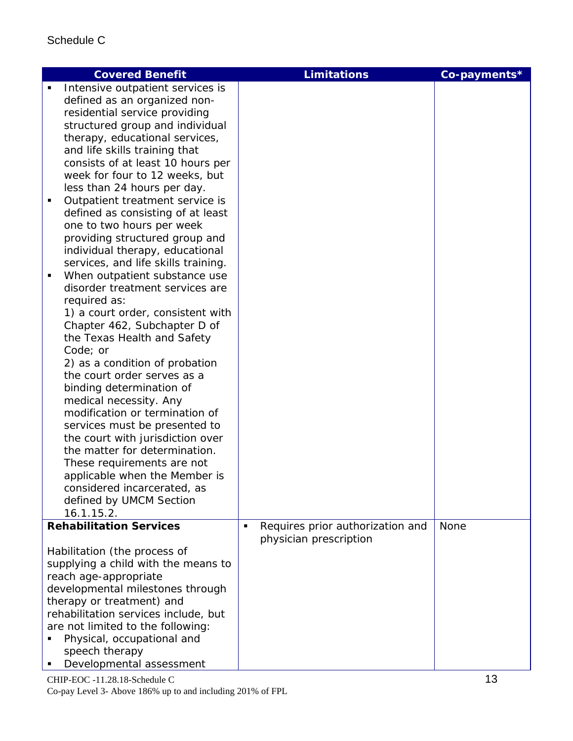Schedule C

| Covered Benefit | Limitations | Co-payments* |
|---|---|---|
| ▪ Intensive outpatient services is defined as an organized non-residential service providing structured group and individual therapy, educational services, and life skills training that consists of at least 10 hours per week for four to 12 weeks, but less than 24 hours per day.<br>▪ Outpatient treatment service is defined as consisting of at least one to two hours per week providing structured group and individual therapy, educational services, and life skills training.<br>▪ When outpatient substance use disorder treatment services are required as:<br>1) a court order, consistent with Chapter 462, Subchapter D of the Texas Health and Safety Code; or<br>2) as a condition of probation the court order serves as a binding determination of medical necessity. Any modification or termination of services must be presented to the court with jurisdiction over the matter for determination. These requirements are not applicable when the Member is considered incarcerated, as defined by UMCM Section 16.1.15.2. | | |
| **Rehabilitation Services**<br><br>Habilitation (the process of supplying a child with the means to reach age-appropriate developmental milestones through therapy or treatment) and rehabilitation services include, but are not limited to the following:<br>▪ Physical, occupational and speech therapy<br>▪ Developmental assessment | ▪ Requires prior authorization and physician prescription | None |

CHIP-EOC -11.28.18-Schedule C
Co-pay Level 3- Above 186% up to and including 201% of FPL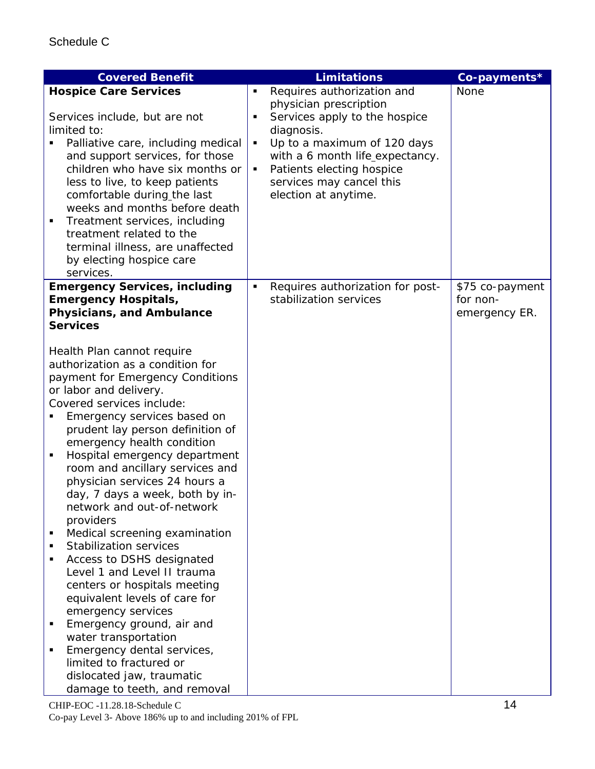Schedule C

| Covered Benefit | Limitations | Co-payments* |
|---|---|---|
| **Hospice Care Services**<br><br>Services include, but are not limited to:<br>▪ Palliative care, including medical and support services, for those children who have six months or less to live, to keep patients comfortable during the last weeks and months before death<br>▪ Treatment services, including treatment related to the terminal illness, are unaffected by electing hospice care services. | ▪ Requires authorization and physician prescription<br>▪ Services apply to the hospice diagnosis.<br>▪ Up to a maximum of 120 days with a 6 month life expectancy.<br>▪ Patients electing hospice services may cancel this election at anytime. | None |
| **Emergency Services, including Emergency Hospitals, Physicians, and Ambulance Services**<br><br>Health Plan cannot require authorization as a condition for payment for Emergency Conditions or labor and delivery.<br>Covered services include:<br>▪ Emergency services based on prudent lay person definition of emergency health condition<br>▪ Hospital emergency department room and ancillary services and physician services 24 hours a day, 7 days a week, both by in-network and out-of-network providers<br>▪ Medical screening examination<br>▪ Stabilization services<br>▪ Access to DSHS designated Level 1 and Level II trauma centers or hospitals meeting equivalent levels of care for emergency services<br>▪ Emergency ground, air and water transportation<br>▪ Emergency dental services, limited to fractured or dislocated jaw, traumatic damage to teeth, and removal | ▪ Requires authorization for post-stabilization services | $75 co-payment for non-emergency ER. |

CHIP-EOC -11.28.18-Schedule C
Co-pay Level 3- Above 186% up to and including 201% of FPL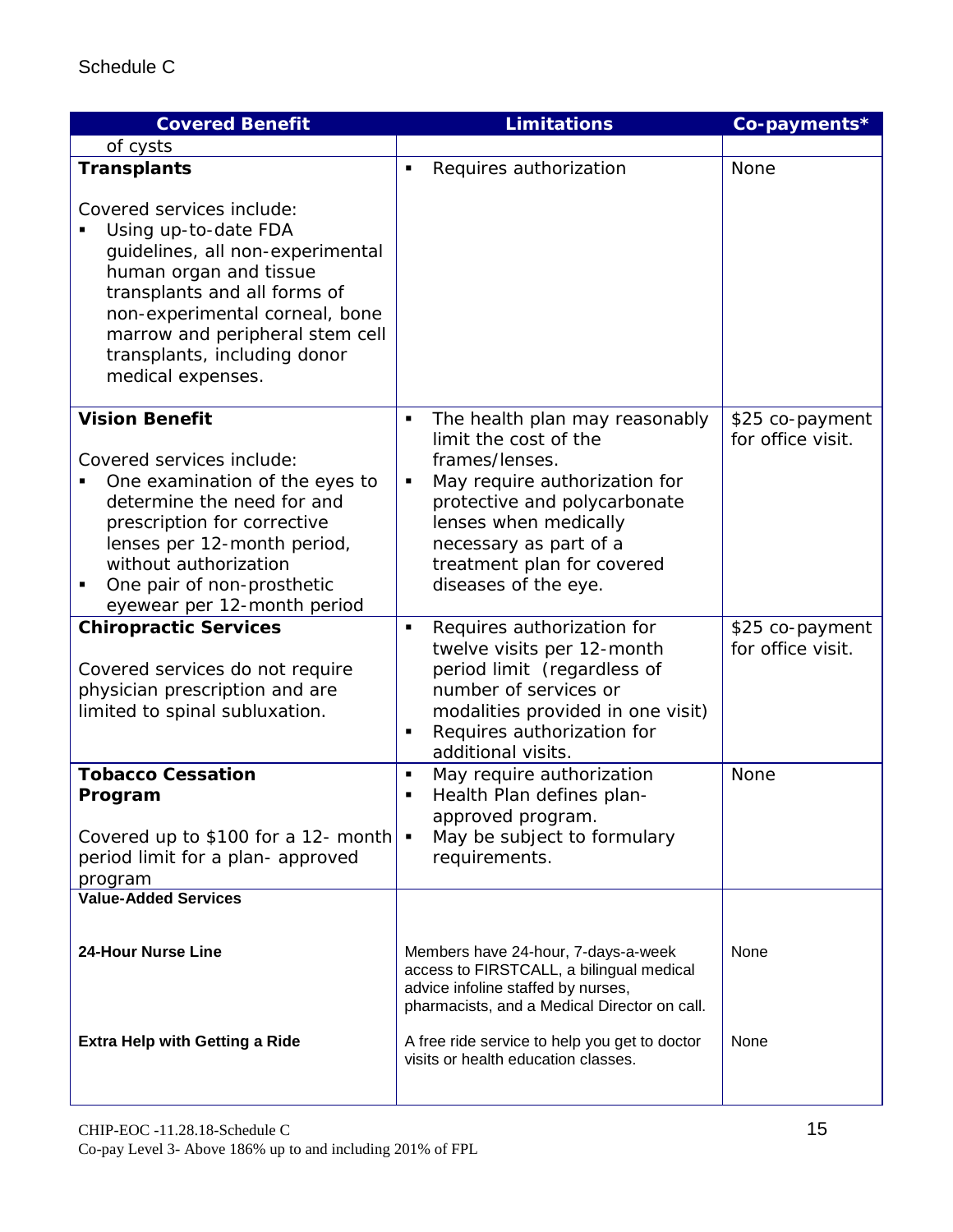Schedule C

| Covered Benefit | Limitations | Co-payments* |
|---|---|---|
| of cysts | | |
| **Transplants**<br><br>Covered services include:<br>▪ Using up-to-date FDA guidelines, all non-experimental human organ and tissue transplants and all forms of non-experimental corneal, bone marrow and peripheral stem cell transplants, including donor medical expenses. | ▪ Requires authorization | None |
| **Vision Benefit**<br><br>Covered services include:<br>▪ One examination of the eyes to determine the need for and prescription for corrective lenses per 12-month period, without authorization<br>▪ One pair of non-prosthetic eyewear per 12-month period | ▪ The health plan may reasonably limit the cost of the frames/lenses.<br>▪ May require authorization for protective and polycarbonate lenses when medically necessary as part of a treatment plan for covered diseases of the eye. | $25 co-payment for office visit. |
| **Chiropractic Services**<br><br>Covered services do not require physician prescription and are limited to spinal subluxation. | ▪ Requires authorization for twelve visits per 12-month period limit (regardless of number of services or modalities provided in one visit)<br>▪ Requires authorization for additional visits. | $25 co-payment for office visit. |
| **Tobacco Cessation Program**<br><br>Covered up to $100 for a 12- month period limit for a plan- approved program | ▪ May require authorization<br>▪ Health Plan defines plan-approved program.<br>▪ May be subject to formulary requirements. | None |
| **Value-Added Services** | | |
| **24-Hour Nurse Line** | Members have 24-hour, 7-days-a-week access to FIRSTCALL, a bilingual medical advice infoline staffed by nurses, pharmacists, and a Medical Director on call. | None |
| **Extra Help with Getting a Ride** | A free ride service to help you get to doctor visits or health education classes. | None |

CHIP-EOC -11.28.18-Schedule C
Co-pay Level 3- Above 186% up to and including 201% of FPL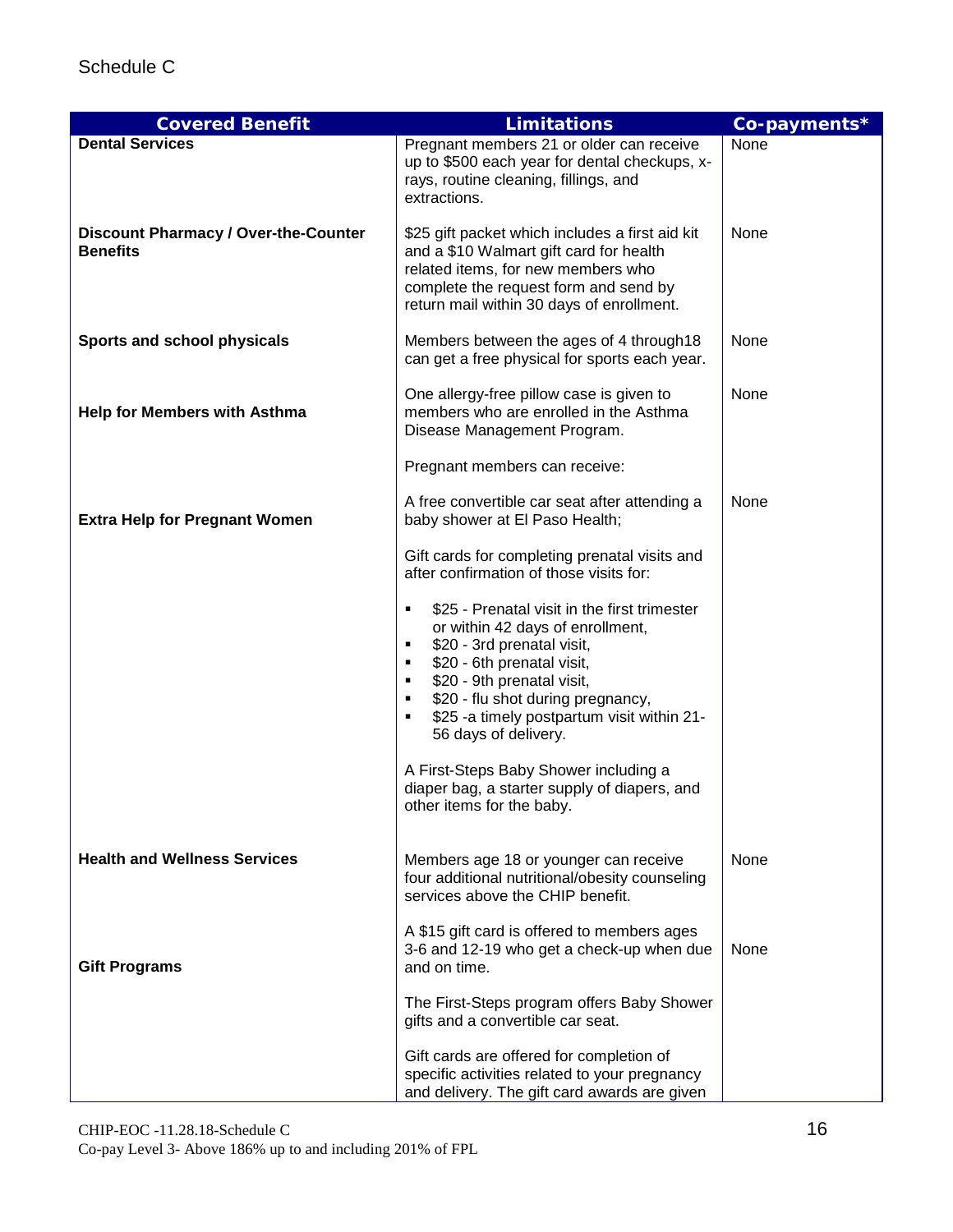Schedule C

| Covered Benefit | Limitations | Co-payments* |
|---|---|---|
| **Dental Services** | Pregnant members 21 or older can receive up to $500 each year for dental checkups, x-rays, routine cleaning, fillings, and extractions. | None |
| **Discount Pharmacy / Over-the-Counter Benefits** | $25 gift packet which includes a first aid kit and a $10 Walmart gift card for health related items, for new members who complete the request form and send by return mail within 30 days of enrollment. | None |
| **Sports and school physicals** | Members between the ages of 4 through18 can get a free physical for sports each year. | None |
| **Help for Members with Asthma** | One allergy-free pillow case is given to members who are enrolled in the Asthma Disease Management Program. | None |
| **Extra Help for Pregnant Women** | Pregnant members can receive:<br><br>A free convertible car seat after attending a baby shower at El Paso Health;<br><br>Gift cards for completing prenatal visits and after confirmation of those visits for:<br><br>▪ $25 - Prenatal visit in the first trimester or within 42 days of enrollment,<br>▪ $20 - 3rd prenatal visit,<br>▪ $20 - 6th prenatal visit,<br>▪ $20 - 9th prenatal visit,<br>▪ $20 - flu shot during pregnancy,<br>▪ $25 -a timely postpartum visit within 21-56 days of delivery.<br><br>A First-Steps Baby Shower including a diaper bag, a starter supply of diapers, and other items for the baby. | None |
| **Health and Wellness Services** | Members age 18 or younger can receive four additional nutritional/obesity counseling services above the CHIP benefit. | None |
| **Gift Programs** | A $15 gift card is offered to members ages 3-6 and 12-19 who get a check-up when due and on time.<br><br>The First-Steps program offers Baby Shower gifts and a convertible car seat.<br><br>Gift cards are offered for completion of specific activities related to your pregnancy and delivery. The gift card awards are given | None |

CHIP-EOC -11.28.18-Schedule C
Co-pay Level 3- Above 186% up to and including 201% of FPL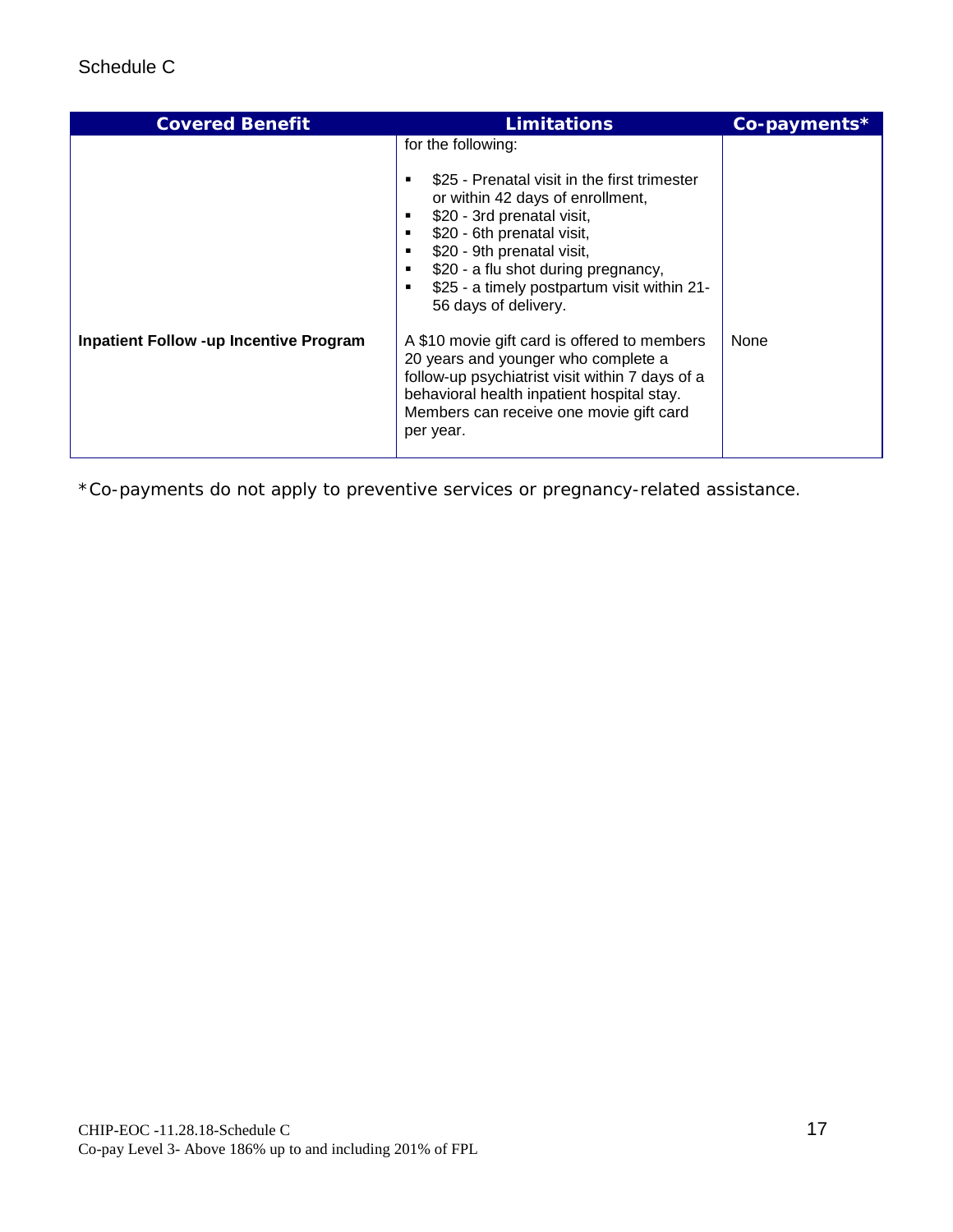Schedule C

| Covered Benefit | Limitations | Co-payments* |
| --- | --- | --- |
| | for the following:<br><br>▪ $25 - Prenatal visit in the first trimester or within 42 days of enrollment,<br>▪ $20 - 3rd prenatal visit,<br>▪ $20 - 6th prenatal visit,<br>▪ $20 - 9th prenatal visit,<br>▪ $20 - a flu shot during pregnancy,<br>▪ $25 - a timely postpartum visit within 21-56 days of delivery. | |
| **Inpatient Follow -up Incentive Program** | A $10 movie gift card is offered to members 20 years and younger who complete a follow-up psychiatrist visit within 7 days of a behavioral health inpatient hospital stay. Members can receive one movie gift card per year. | None |

*Co-payments do not apply to preventive services or pregnancy-related assistance.

CHIP-EOC -11.28.18-Schedule C
Co-pay Level 3- Above 186% up to and including 201% of FPL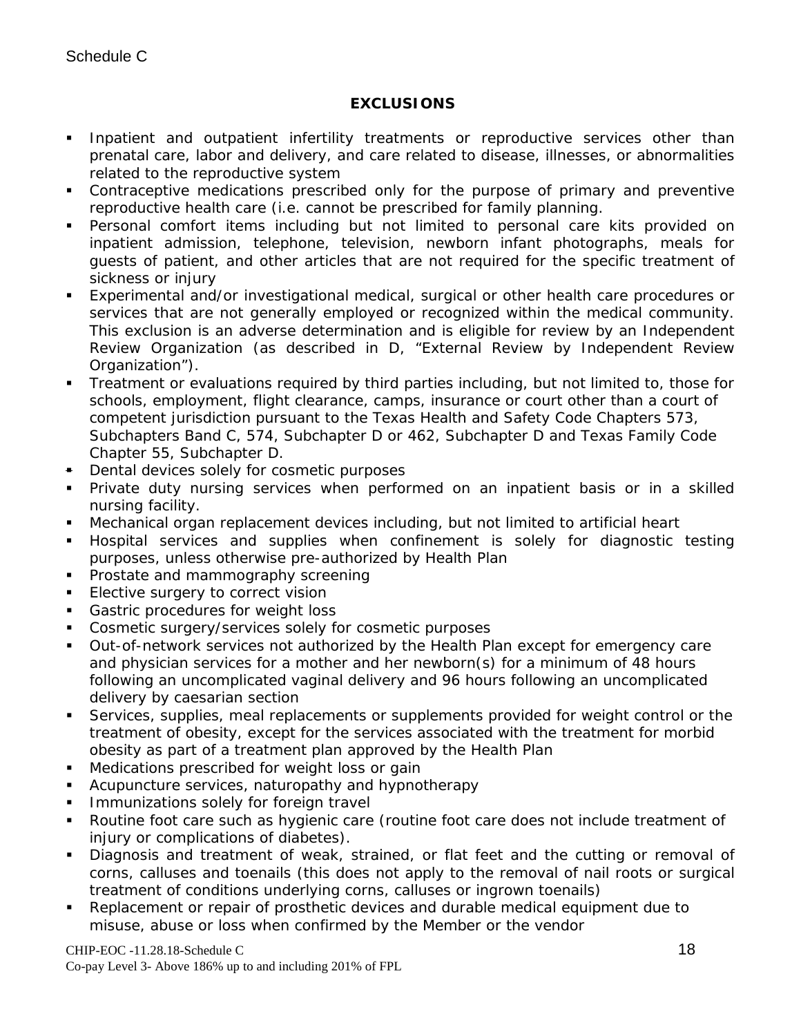Schedule C

## EXCLUSIONS

- Inpatient and outpatient infertility treatments or reproductive services other than prenatal care, labor and delivery, and care related to disease, illnesses, or abnormalities related to the reproductive system
- Contraceptive medications prescribed only for the purpose of primary and preventive reproductive health care (i.e. cannot be prescribed for family planning.
- Personal comfort items including but not limited to personal care kits provided on inpatient admission, telephone, television, newborn infant photographs, meals for guests of patient, and other articles that are not required for the specific treatment of sickness or injury
- Experimental and/or investigational medical, surgical or other health care procedures or services that are not generally employed or recognized within the medical community. This exclusion is an adverse determination and is eligible for review by an Independent Review Organization (as described in D, "External Review by Independent Review Organization").
- Treatment or evaluations required by third parties including, but not limited to, those for schools, employment, flight clearance, camps, insurance or court other than a court of competent jurisdiction pursuant to the Texas Health and Safety Code Chapters 573, Subchapters Band C, 574, Subchapter D or 462, Subchapter D and Texas Family Code Chapter 55, Subchapter D.
- Dental devices solely for cosmetic purposes
- Private duty nursing services when performed on an inpatient basis or in a skilled nursing facility.
- Mechanical organ replacement devices including, but not limited to artificial heart
- Hospital services and supplies when confinement is solely for diagnostic testing purposes, unless otherwise pre-authorized by Health Plan
- Prostate and mammography screening
- Elective surgery to correct vision
- Gastric procedures for weight loss
- Cosmetic surgery/services solely for cosmetic purposes
- Out-of-network services not authorized by the Health Plan except for emergency care and physician services for a mother and her newborn(s) for a minimum of 48 hours following an uncomplicated vaginal delivery and 96 hours following an uncomplicated delivery by caesarian section
- Services, supplies, meal replacements or supplements provided for weight control or the treatment of obesity, except for the services associated with the treatment for morbid obesity as part of a treatment plan approved by the Health Plan
- Medications prescribed for weight loss or gain
- Acupuncture services, naturopathy and hypnotherapy
- Immunizations solely for foreign travel
- Routine foot care such as hygienic care (routine foot care does not include treatment of injury or complications of diabetes).
- Diagnosis and treatment of weak, strained, or flat feet and the cutting or removal of corns, calluses and toenails (this does not apply to the removal of nail roots or surgical treatment of conditions underlying corns, calluses or ingrown toenails)
- Replacement or repair of prosthetic devices and durable medical equipment due to misuse, abuse or loss when confirmed by the Member or the vendor

CHIP-EOC -11.28.18-Schedule C

Co-pay Level 3- Above 186% up to and including 201% of FPL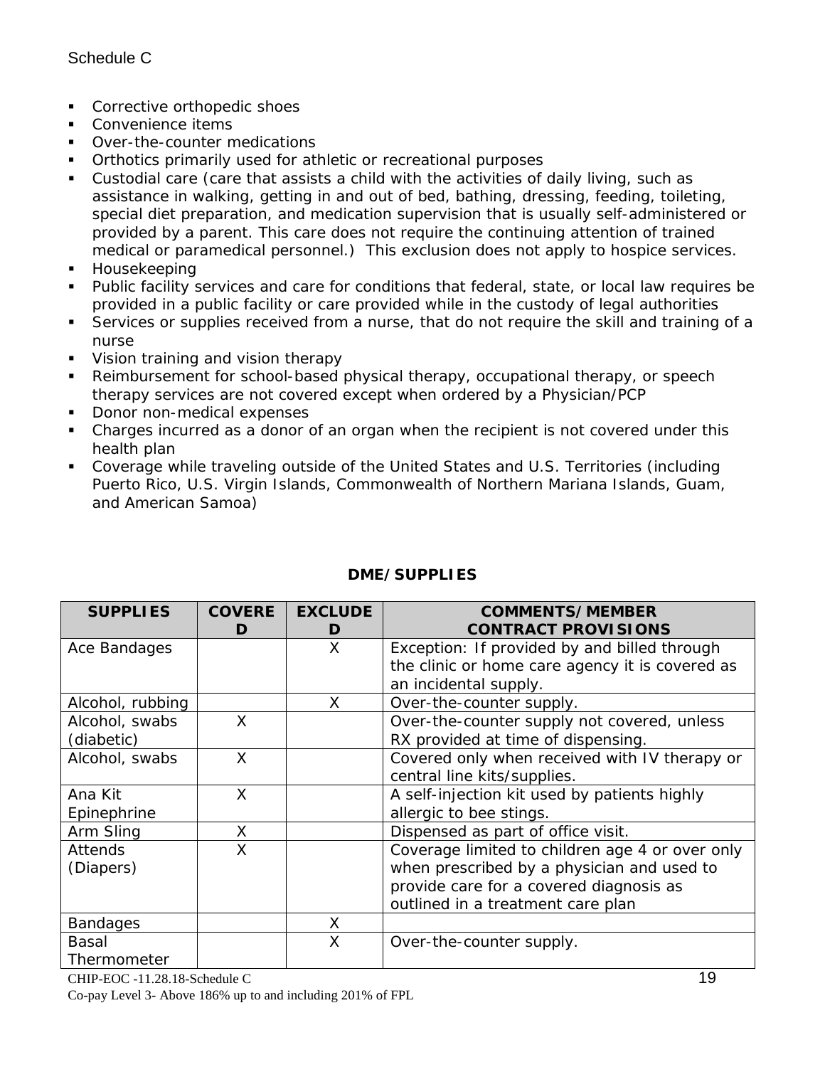- Corrective orthopedic shoes
- Convenience items
- Over-the-counter medications
- Orthotics primarily used for athletic or recreational purposes
- Custodial care (care that assists a child with the activities of daily living, such as assistance in walking, getting in and out of bed, bathing, dressing, feeding, toileting, special diet preparation, and medication supervision that is usually self-administered or provided by a parent. This care does not require the continuing attention of trained medical or paramedical personnel.) This exclusion does not apply to hospice services.
- Housekeeping
- Public facility services and care for conditions that federal, state, or local law requires be provided in a public facility or care provided while in the custody of legal authorities
- Services or supplies received from a nurse, that do not require the skill and training of a nurse
- Vision training and vision therapy
- Reimbursement for school-based physical therapy, occupational therapy, or speech therapy services are not covered except when ordered by a Physician/PCP
- Donor non-medical expenses
- Charges incurred as a donor of an organ when the recipient is not covered under this health plan
- Coverage while traveling outside of the United States and U.S. Territories (including Puerto Rico, U.S. Virgin Islands, Commonwealth of Northern Mariana Islands, Guam, and American Samoa)

## DME/SUPPLIES

| SUPPLIES | COVERED | EXCLUDED | COMMENTS/MEMBER CONTRACT PROVISIONS |
|---|---|---|---|
| Ace Bandages | | X | Exception: If provided by and billed through the clinic or home care agency it is covered as an incidental supply. |
| Alcohol, rubbing | | X | Over-the-counter supply. |
| Alcohol, swabs (diabetic) | X | | Over-the-counter supply not covered, unless RX provided at time of dispensing. |
| Alcohol, swabs | X | | Covered only when received with IV therapy or central line kits/supplies. |
| Ana Kit Epinephrine | X | | A self-injection kit used by patients highly allergic to bee stings. |
| Arm Sling | X | | Dispensed as part of office visit. |
| Attends (Diapers) | X | | Coverage limited to children age 4 or over only when prescribed by a physician and used to provide care for a covered diagnosis as outlined in a treatment care plan |
| Bandages | | X | |
| Basal Thermometer | | X | Over-the-counter supply. |

CHIP-EOC -11.28.18-Schedule C

Co-pay Level 3- Above 186% up to and including 201% of FPL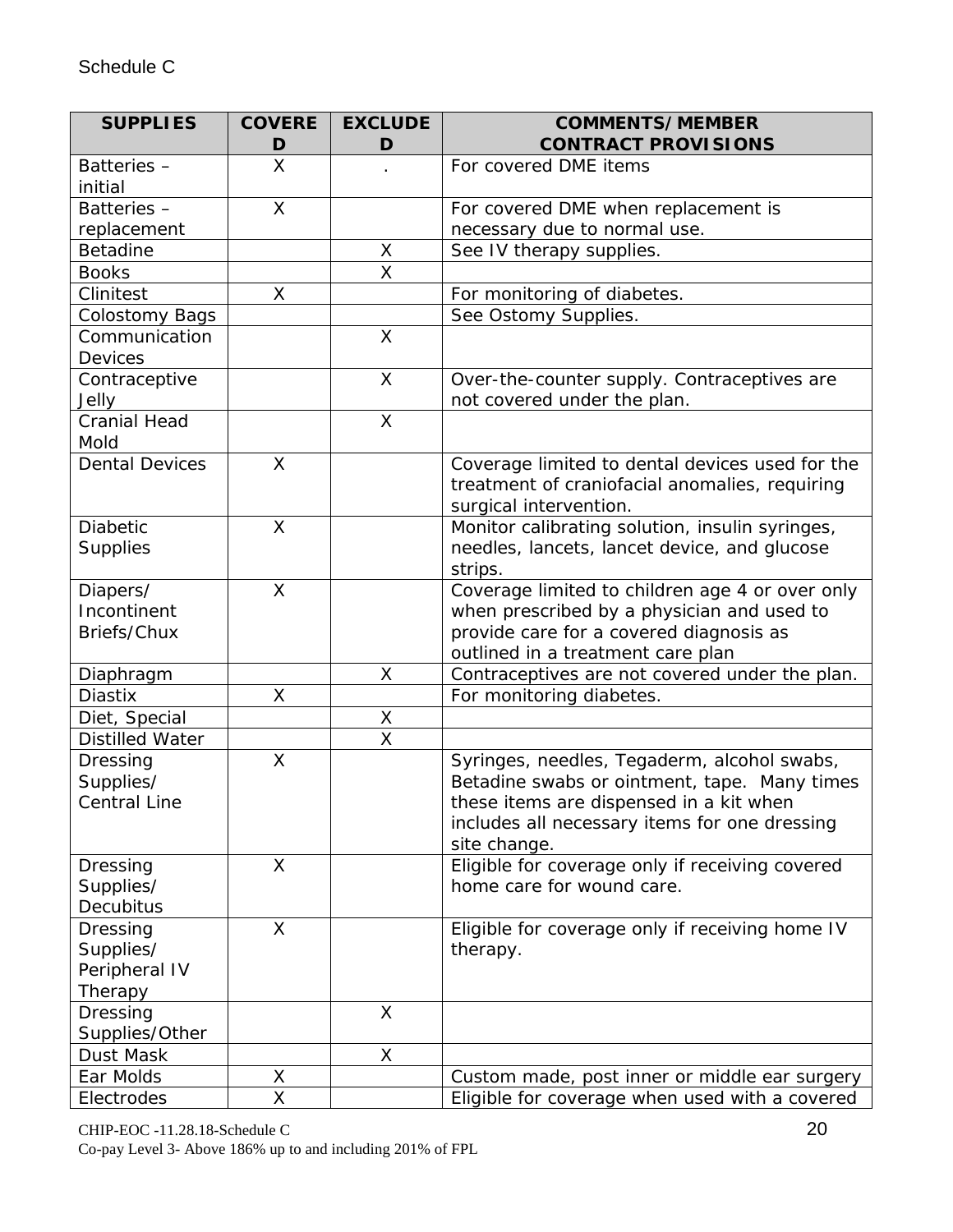Schedule C

| SUPPLIES | COVERED | EXCLUDED | COMMENTS/MEMBER CONTRACT PROVISIONS |
|---|---|---|---|
| Batteries – initial | X | . | For covered DME items |
| Batteries – replacement | X | | For covered DME when replacement is necessary due to normal use. |
| Betadine | | X | See IV therapy supplies. |
| Books | | X | |
| Clinitest | X | | For monitoring of diabetes. |
| Colostomy Bags | | | See Ostomy Supplies. |
| Communication Devices | | X | |
| Contraceptive Jelly | | X | Over-the-counter supply. Contraceptives are not covered under the plan. |
| Cranial Head Mold | | X | |
| Dental Devices | X | | Coverage limited to dental devices used for the treatment of craniofacial anomalies, requiring surgical intervention. |
| Diabetic Supplies | X | | Monitor calibrating solution, insulin syringes, needles, lancets, lancet device, and glucose strips. |
| Diapers/ Incontinent Briefs/Chux | X | | Coverage limited to children age 4 or over only when prescribed by a physician and used to provide care for a covered diagnosis as outlined in a treatment care plan |
| Diaphragm | | X | Contraceptives are not covered under the plan. |
| Diastix | X | | For monitoring diabetes. |
| Diet, Special | | X | |
| Distilled Water | | X | |
| Dressing Supplies/ Central Line | X | | Syringes, needles, Tegaderm, alcohol swabs, Betadine swabs or ointment, tape. Many times these items are dispensed in a kit when includes all necessary items for one dressing site change. |
| Dressing Supplies/ Decubitus | X | | Eligible for coverage only if receiving covered home care for wound care. |
| Dressing Supplies/ Peripheral IV Therapy | X | | Eligible for coverage only if receiving home IV therapy. |
| Dressing Supplies/Other | | X | |
| Dust Mask | | X | |
| Ear Molds | X | | Custom made, post inner or middle ear surgery |
| Electrodes | X | | Eligible for coverage when used with a covered |

CHIP-EOC -11.28.18-Schedule C
Co-pay Level 3- Above 186% up to and including 201% of FPL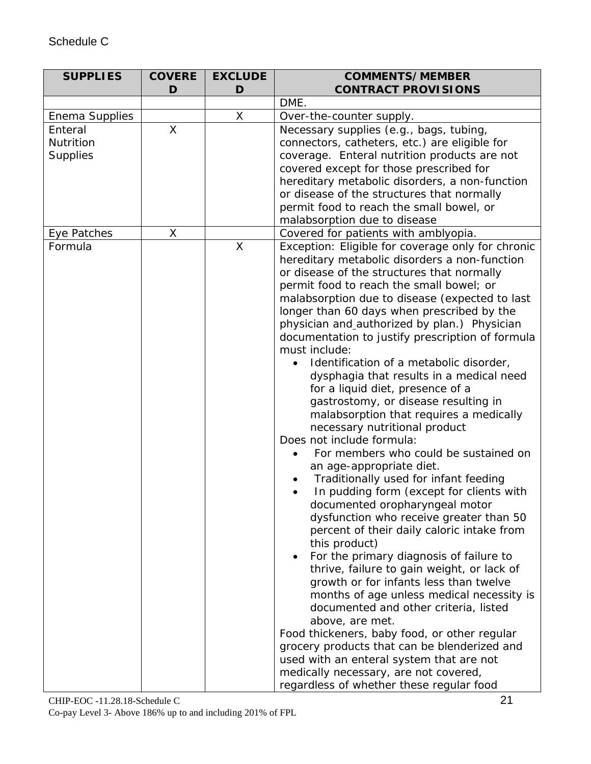Schedule C

| SUPPLIES | COVERED | EXCLUDED | COMMENTS/MEMBER CONTRACT PROVISIONS |
| --- | --- | --- | --- |
| | | | DME. |
| Enema Supplies | | X | Over-the-counter supply. |
| Enteral Nutrition Supplies | X | | Necessary supplies (e.g., bags, tubing, connectors, catheters, etc.) are eligible for coverage. Enteral nutrition products are not covered except for those prescribed for hereditary metabolic disorders, a non-function or disease of the structures that normally permit food to reach the small bowel, or malabsorption due to disease |
| Eye Patches | X | | Covered for patients with amblyopia. |
| Formula | | X | Exception: Eligible for coverage only for chronic hereditary metabolic disorders a non-function or disease of the structures that normally permit food to reach the small bowel; or malabsorption due to disease (expected to last longer than 60 days when prescribed by the physician and authorized by plan.) Physician documentation to justify prescription of formula must include:<br>• Identification of a metabolic disorder, dysphagia that results in a medical need for a liquid diet, presence of a gastrostomy, or disease resulting in malabsorption that requires a medically necessary nutritional product<br>Does not include formula:<br>• For members who could be sustained on an age-appropriate diet.<br>• Traditionally used for infant feeding<br>• In pudding form (except for clients with documented oropharyngeal motor dysfunction who receive greater than 50 percent of their daily caloric intake from this product)<br>• For the primary diagnosis of failure to thrive, failure to gain weight, or lack of growth or for infants less than twelve months of age unless medical necessity is documented and other criteria, listed above, are met.<br>Food thickeners, baby food, or other regular grocery products that can be blenderized and used with an enteral system that are not medically necessary, are not covered, regardless of whether these regular food |

CHIP-EOC -11.28.18-Schedule C

Co-pay Level 3- Above 186% up to and including 201% of FPL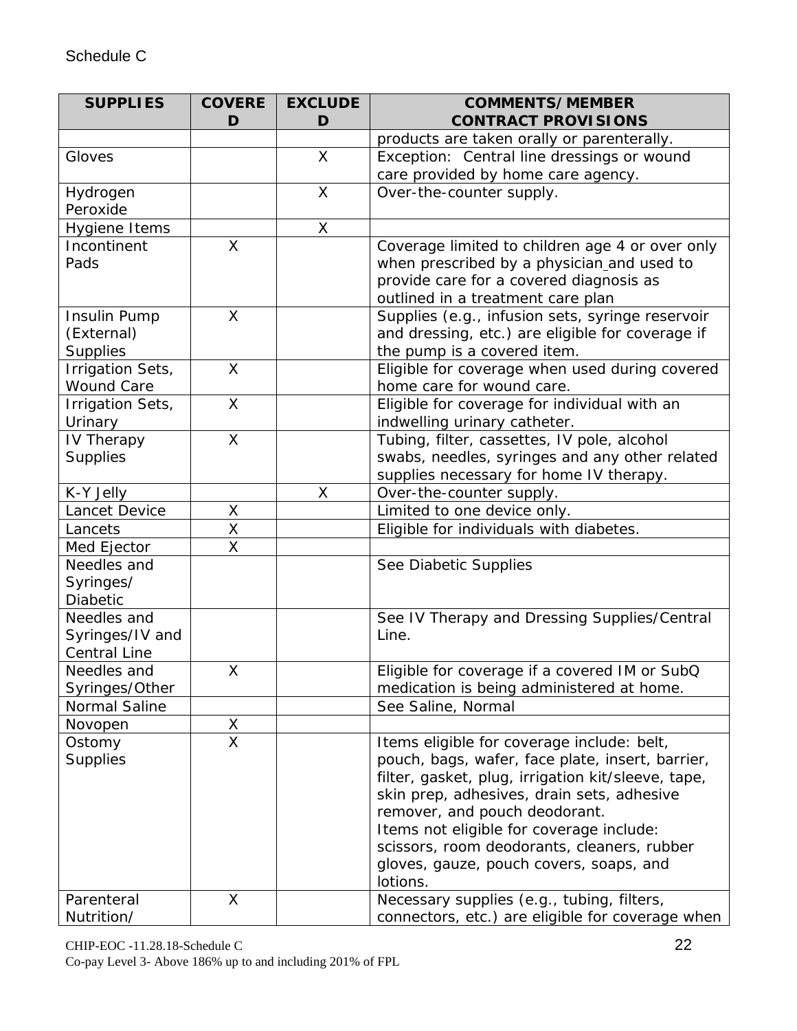Schedule C

| SUPPLIES | COVERED | EXCLUDED | COMMENTS/MEMBER CONTRACT PROVISIONS |
|---|---|---|---|
| | | | products are taken orally or parenterally. |
| Gloves | | X | Exception: Central line dressings or wound care provided by home care agency. |
| Hydrogen Peroxide | | X | Over-the-counter supply. |
| Hygiene Items | | X | |
| Incontinent Pads | X | | Coverage limited to children age 4 or over only when prescribed by a physician and used to provide care for a covered diagnosis as outlined in a treatment care plan |
| Insulin Pump (External) Supplies | X | | Supplies (e.g., infusion sets, syringe reservoir and dressing, etc.) are eligible for coverage if the pump is a covered item. |
| Irrigation Sets, Wound Care | X | | Eligible for coverage when used during covered home care for wound care. |
| Irrigation Sets, Urinary | X | | Eligible for coverage for individual with an indwelling urinary catheter. |
| IV Therapy Supplies | X | | Tubing, filter, cassettes, IV pole, alcohol swabs, needles, syringes and any other related supplies necessary for home IV therapy. |
| K-Y Jelly | | X | Over-the-counter supply. |
| Lancet Device | X | | Limited to one device only. |
| Lancets | X | | Eligible for individuals with diabetes. |
| Med Ejector | X | | |
| Needles and Syringes/ Diabetic | | | See Diabetic Supplies |
| Needles and Syringes/IV and Central Line | | | See IV Therapy and Dressing Supplies/Central Line. |
| Needles and Syringes/Other | X | | Eligible for coverage if a covered IM or SubQ medication is being administered at home. |
| Normal Saline | | | See Saline, Normal |
| Novopen | X | | |
| Ostomy Supplies | X | | Items eligible for coverage include: belt, pouch, bags, wafer, face plate, insert, barrier, filter, gasket, plug, irrigation kit/sleeve, tape, skin prep, adhesives, drain sets, adhesive remover, and pouch deodorant. Items not eligible for coverage include: scissors, room deodorants, cleaners, rubber gloves, gauze, pouch covers, soaps, and lotions. |
| Parenteral Nutrition/ | X | | Necessary supplies (e.g., tubing, filters, connectors, etc.) are eligible for coverage when |

CHIP-EOC -11.28.18-Schedule C

Co-pay Level 3- Above 186% up to and including 201% of FPL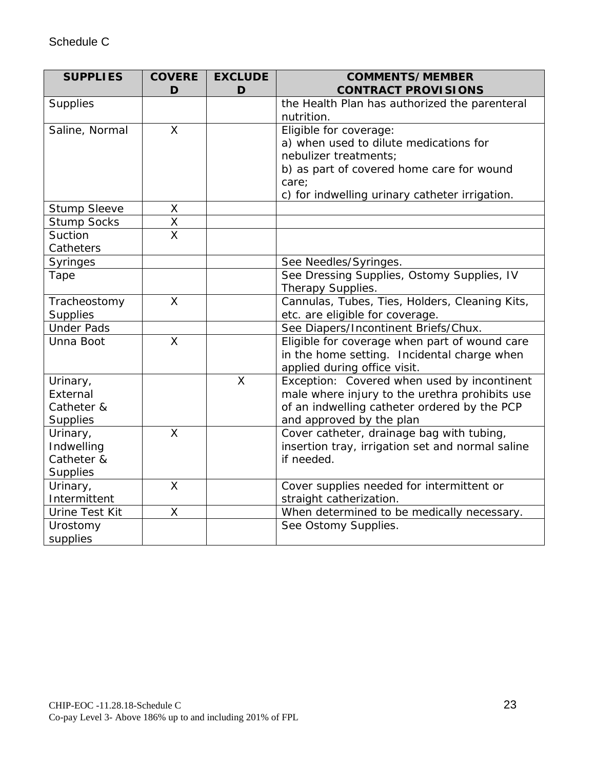Schedule C

| SUPPLIES | COVERED | EXCLUDED | COMMENTS/MEMBER CONTRACT PROVISIONS |
|---|---|---|---|
| Supplies | | | the Health Plan has authorized the parenteral nutrition. |
| Saline, Normal | X | | Eligible for coverage:<br>a) when used to dilute medications for nebulizer treatments;<br>b) as part of covered home care for wound care;<br>c) for indwelling urinary catheter irrigation. |
| Stump Sleeve | X | | |
| Stump Socks | X | | |
| Suction Catheters | X | | |
| Syringes | | | See Needles/Syringes. |
| Tape | | | See Dressing Supplies, Ostomy Supplies, IV Therapy Supplies. |
| Tracheostomy Supplies | X | | Cannulas, Tubes, Ties, Holders, Cleaning Kits, etc. are eligible for coverage. |
| Under Pads | | | See Diapers/Incontinent Briefs/Chux. |
| Unna Boot | X | | Eligible for coverage when part of wound care in the home setting. Incidental charge when applied during office visit. |
| Urinary, External Catheter & Supplies | | X | Exception: Covered when used by incontinent male where injury to the urethra prohibits use of an indwelling catheter ordered by the PCP and approved by the plan |
| Urinary, Indwelling Catheter & Supplies | X | | Cover catheter, drainage bag with tubing, insertion tray, irrigation set and normal saline if needed. |
| Urinary, Intermittent | X | | Cover supplies needed for intermittent or straight catherization. |
| Urine Test Kit | X | | When determined to be medically necessary. |
| Urostomy supplies | | | See Ostomy Supplies. |

CHIP-EOC -11.28.18-Schedule C
Co-pay Level 3- Above 186% up to and including 201% of FPL